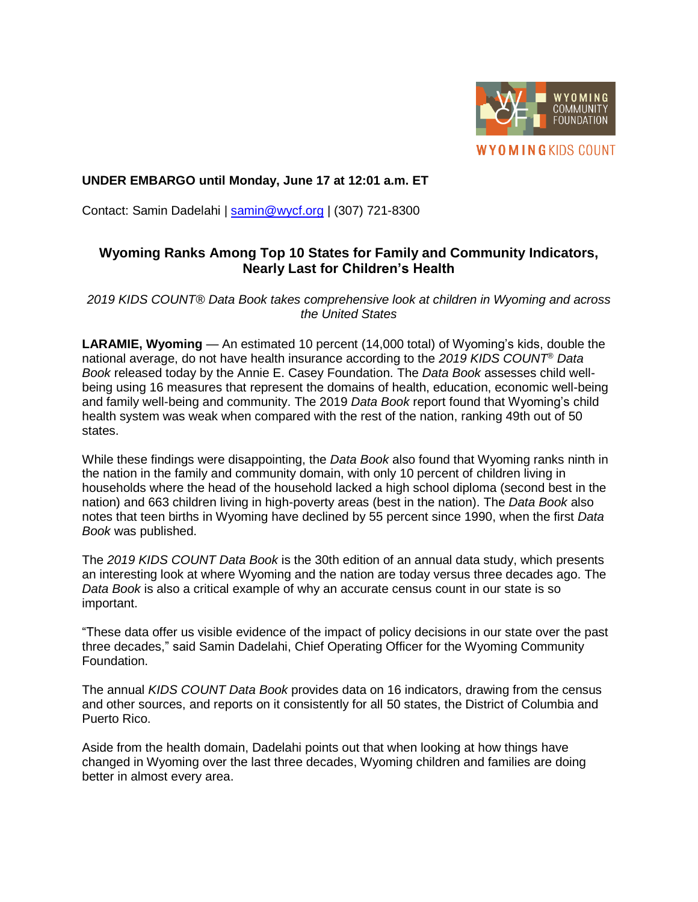**UNDER EMBARGO until Monday, June 17 at 12:01 a.m. ET**

Contact: Samin Dadelahi | samin@wycf.org | (307) 721-8300

## Wyoming Ranks Among Top 10 States for Family and Community Indicators, Nearly Last for Children's Health

*2019 KIDS COUNT® Data Book takes comprehensive look at children in Wyoming and across the United States*

**LARAMIE, Wyoming** — An estimated 10 percent (14,000 total) of Wyoming's kids, double the national average, do not have health insurance according to the *2019 KIDS COUNT® Data Book* released today by the Annie E. Casey Foundation. The *Data Book* assesses child well-being using 16 measures that represent the domains of health, education, economic well-being and family well-being and community. The 2019 *Data Book* report found that Wyoming's child health system was weak when compared with the rest of the nation, ranking 49th out of 50 states.

While these findings were disappointing, the *Data Book* also found that Wyoming ranks ninth in the nation in the family and community domain, with only 10 percent of children living in households where the head of the household lacked a high school diploma (second best in the nation) and 663 children living in high-poverty areas (best in the nation). The *Data Book* also notes that teen births in Wyoming have declined by 55 percent since 1990, when the first *Data Book* was published.

The *2019 KIDS COUNT Data Book* is the 30th edition of an annual data study, which presents an interesting look at where Wyoming and the nation are today versus three decades ago. The *Data Book* is also a critical example of why an accurate census count in our state is so important.

"These data offer us visible evidence of the impact of policy decisions in our state over the past three decades," said Samin Dadelahi, Chief Operating Officer for the Wyoming Community Foundation.

The annual *KIDS COUNT Data Book* provides data on 16 indicators, drawing from the census and other sources, and reports on it consistently for all 50 states, the District of Columbia and Puerto Rico.

Aside from the health domain, Dadelahi points out that when looking at how things have changed in Wyoming over the last three decades, Wyoming children and families are doing better in almost every area.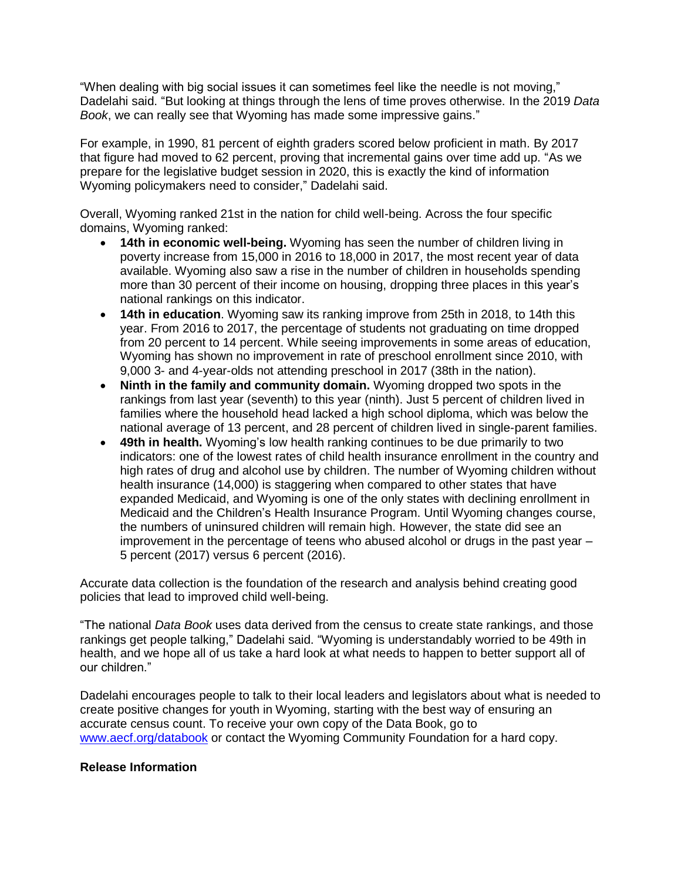"When dealing with big social issues it can sometimes feel like the needle is not moving," Dadelahi said. "But looking at things through the lens of time proves otherwise. In the 2019 *Data Book*, we can really see that Wyoming has made some impressive gains."

For example, in 1990, 81 percent of eighth graders scored below proficient in math. By 2017 that figure had moved to 62 percent, proving that incremental gains over time add up. "As we prepare for the legislative budget session in 2020, this is exactly the kind of information Wyoming policymakers need to consider," Dadelahi said.

Overall, Wyoming ranked 21st in the nation for child well-being. Across the four specific domains, Wyoming ranked:

- **14th in economic well-being.** Wyoming has seen the number of children living in poverty increase from 15,000 in 2016 to 18,000 in 2017, the most recent year of data available. Wyoming also saw a rise in the number of children in households spending more than 30 percent of their income on housing, dropping three places in this year's national rankings on this indicator.
- **14th in education**. Wyoming saw its ranking improve from 25th in 2018, to 14th this year. From 2016 to 2017, the percentage of students not graduating on time dropped from 20 percent to 14 percent. While seeing improvements in some areas of education, Wyoming has shown no improvement in rate of preschool enrollment since 2010, with 9,000 3- and 4-year-olds not attending preschool in 2017 (38th in the nation).
- **Ninth in the family and community domain.** Wyoming dropped two spots in the rankings from last year (seventh) to this year (ninth). Just 5 percent of children lived in families where the household head lacked a high school diploma, which was below the national average of 13 percent, and 28 percent of children lived in single-parent families.
- **49th in health.** Wyoming's low health ranking continues to be due primarily to two indicators: one of the lowest rates of child health insurance enrollment in the country and high rates of drug and alcohol use by children. The number of Wyoming children without health insurance (14,000) is staggering when compared to other states that have expanded Medicaid, and Wyoming is one of the only states with declining enrollment in Medicaid and the Children's Health Insurance Program. Until Wyoming changes course, the numbers of uninsured children will remain high. However, the state did see an improvement in the percentage of teens who abused alcohol or drugs in the past year – 5 percent (2017) versus 6 percent (2016).

Accurate data collection is the foundation of the research and analysis behind creating good policies that lead to improved child well-being.

"The national *Data Book* uses data derived from the census to create state rankings, and those rankings get people talking," Dadelahi said. "Wyoming is understandably worried to be 49th in health, and we hope all of us take a hard look at what needs to happen to better support all of our children."

Dadelahi encourages people to talk to their local leaders and legislators about what is needed to create positive changes for youth in Wyoming, starting with the best way of ensuring an accurate census count. To receive your own copy of the Data Book, go to [www.aecf.org/databook](http://www.aecf.org/databook) or contact the Wyoming Community Foundation for a hard copy.

**Release Information**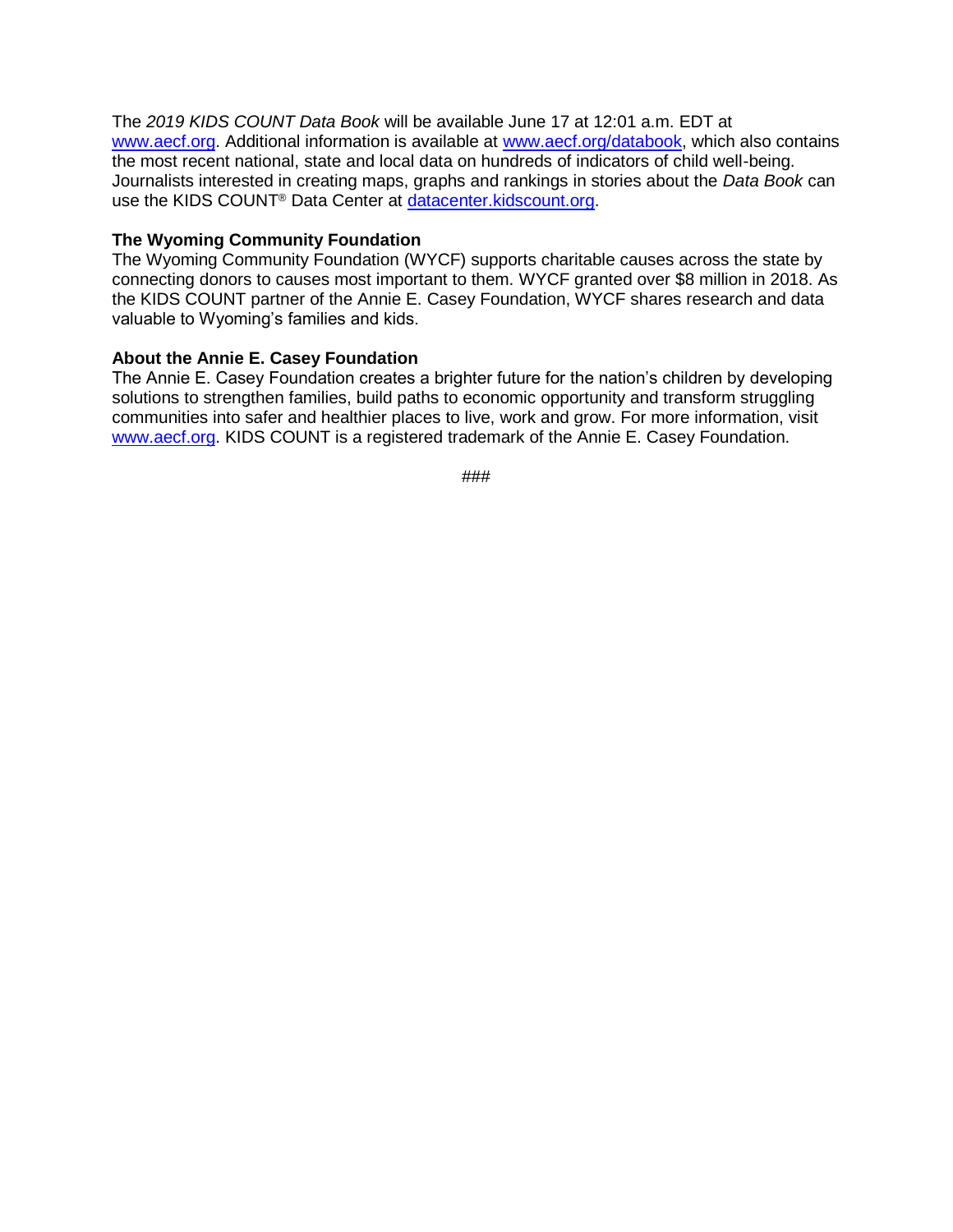The *2019 KIDS COUNT Data Book* will be available June 17 at 12:01 a.m. EDT at [www.aecf.org](http://www.aecf.org). Additional information is available at [www.aecf.org/databook](http://www.aecf.org/databook), which also contains the most recent national, state and local data on hundreds of indicators of child well-being. Journalists interested in creating maps, graphs and rankings in stories about the *Data Book* can use the KIDS COUNT® Data Center at [datacenter.kidscount.org](http://datacenter.kidscount.org).

**The Wyoming Community Foundation**

The Wyoming Community Foundation (WYCF) supports charitable causes across the state by connecting donors to causes most important to them. WYCF granted over $8 million in 2018. As the KIDS COUNT partner of the Annie E. Casey Foundation, WYCF shares research and data valuable to Wyoming's families and kids.

**About the Annie E. Casey Foundation**

The Annie E. Casey Foundation creates a brighter future for the nation's children by developing solutions to strengthen families, build paths to economic opportunity and transform struggling communities into safer and healthier places to live, work and grow. For more information, visit [www.aecf.org](http://www.aecf.org). KIDS COUNT is a registered trademark of the Annie E. Casey Foundation.

###